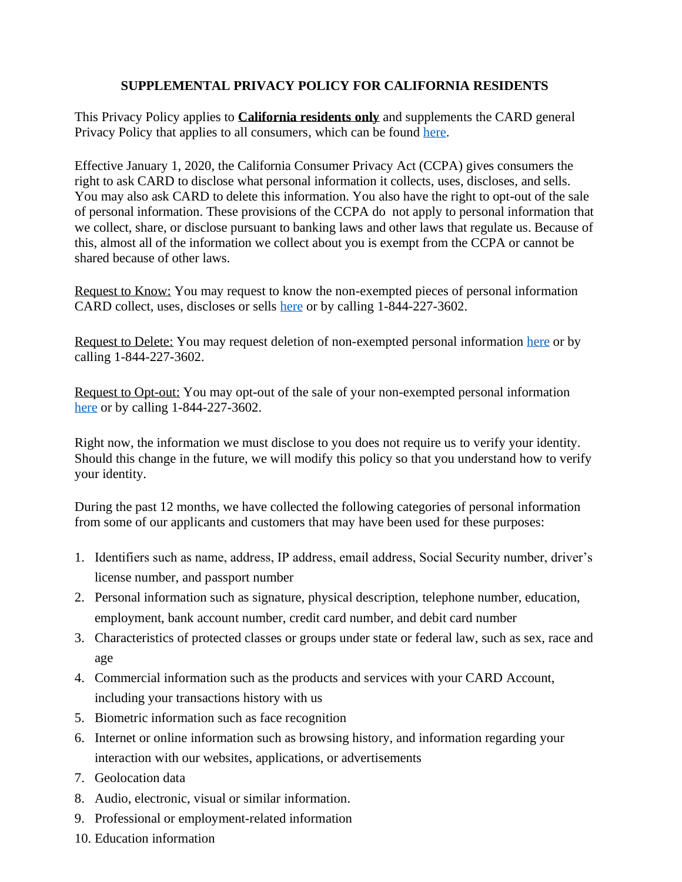# SUPPLEMENTAL PRIVACY POLICY FOR CALIFORNIA RESIDENTS

This Privacy Policy applies to **California residents only** and supplements the CARD general Privacy Policy that applies to all consumers, which can be found here.

Effective January 1, 2020, the California Consumer Privacy Act (CCPA) gives consumers the right to ask CARD to disclose what personal information it collects, uses, discloses, and sells. You may also ask CARD to delete this information. You also have the right to opt-out of the sale of personal information. These provisions of the CCPA do not apply to personal information that we collect, share, or disclose pursuant to banking laws and other laws that regulate us. Because of this, almost all of the information we collect about you is exempt from the CCPA or cannot be shared because of other laws.

Request to Know: You may request to know the non-exempted pieces of personal information CARD collect, uses, discloses or sells here or by calling 1-844-227-3602.

Request to Delete: You may request deletion of non-exempted personal information here or by calling 1-844-227-3602.

Request to Opt-out: You may opt-out of the sale of your non-exempted personal information here or by calling 1-844-227-3602.

Right now, the information we must disclose to you does not require us to verify your identity. Should this change in the future, we will modify this policy so that you understand how to verify your identity.

During the past 12 months, we have collected the following categories of personal information from some of our applicants and customers that may have been used for these purposes:

1. Identifiers such as name, address, IP address, email address, Social Security number, driver's license number, and passport number
2. Personal information such as signature, physical description, telephone number, education, employment, bank account number, credit card number, and debit card number
3. Characteristics of protected classes or groups under state or federal law, such as sex, race and age
4. Commercial information such as the products and services with your CARD Account, including your transactions history with us
5. Biometric information such as face recognition
6. Internet or online information such as browsing history, and information regarding your interaction with our websites, applications, or advertisements
7. Geolocation data
8. Audio, electronic, visual or similar information.
9. Professional or employment-related information
10. Education information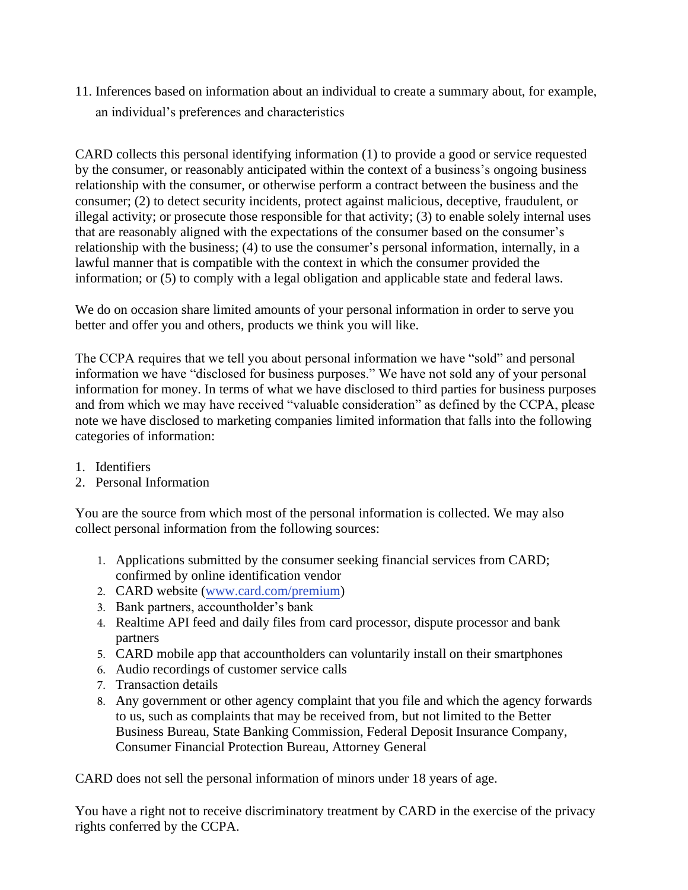11. Inferences based on information about an individual to create a summary about, for example, an individual's preferences and characteristics

CARD collects this personal identifying information (1) to provide a good or service requested by the consumer, or reasonably anticipated within the context of a business's ongoing business relationship with the consumer, or otherwise perform a contract between the business and the consumer; (2) to detect security incidents, protect against malicious, deceptive, fraudulent, or illegal activity; or prosecute those responsible for that activity; (3) to enable solely internal uses that are reasonably aligned with the expectations of the consumer based on the consumer's relationship with the business; (4) to use the consumer's personal information, internally, in a lawful manner that is compatible with the context in which the consumer provided the information; or (5) to comply with a legal obligation and applicable state and federal laws.

We do on occasion share limited amounts of your personal information in order to serve you better and offer you and others, products we think you will like.

The CCPA requires that we tell you about personal information we have "sold" and personal information we have "disclosed for business purposes." We have not sold any of your personal information for money. In terms of what we have disclosed to third parties for business purposes and from which we may have received "valuable consideration" as defined by the CCPA, please note we have disclosed to marketing companies limited information that falls into the following categories of information:

1. Identifiers
2. Personal Information

You are the source from which most of the personal information is collected. We may also collect personal information from the following sources:

1. Applications submitted by the consumer seeking financial services from CARD; confirmed by online identification vendor
2. CARD website (www.card.com/premium)
3. Bank partners, accountholder's bank
4. Realtime API feed and daily files from card processor, dispute processor and bank partners
5. CARD mobile app that accountholders can voluntarily install on their smartphones
6. Audio recordings of customer service calls
7. Transaction details
8. Any government or other agency complaint that you file and which the agency forwards to us, such as complaints that may be received from, but not limited to the Better Business Bureau, State Banking Commission, Federal Deposit Insurance Company, Consumer Financial Protection Bureau, Attorney General

CARD does not sell the personal information of minors under 18 years of age.

You have a right not to receive discriminatory treatment by CARD in the exercise of the privacy rights conferred by the CCPA.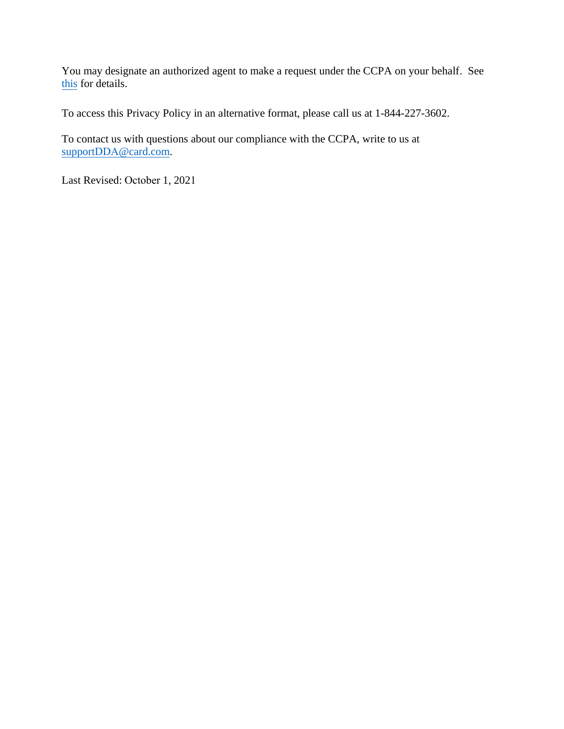You may designate an authorized agent to make a request under the CCPA on your behalf. See this for details.

To access this Privacy Policy in an alternative format, please call us at 1-844-227-3602.

To contact us with questions about our compliance with the CCPA, write to us at supportDDA@card.com.

Last Revised: October 1, 2021